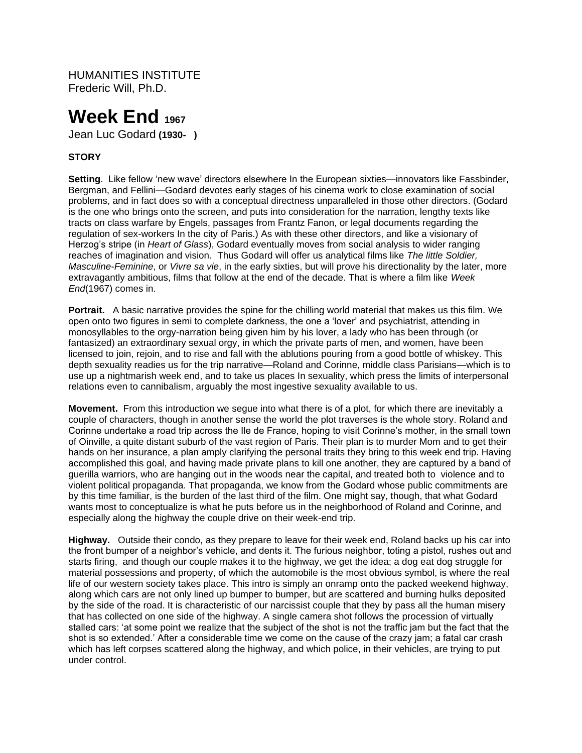HUMANITIES INSTITUTE
Frederic Will, Ph.D.

# Week End 1967

Jean Luc Godard **(1930- )**

### STORY

**Setting**. Like fellow 'new wave' directors elsewhere In the European sixties—innovators like Fassbinder, Bergman, and Fellini—Godard devotes early stages of his cinema work to close examination of social problems, and in fact does so with a conceptual directness unparalleled in those other directors. (Godard is the one who brings onto the screen, and puts into consideration for the narration, lengthy texts like tracts on class warfare by Engels, passages from Frantz Fanon, or legal documents regarding the regulation of sex-workers In the city of Paris.) As with these other directors, and like a visionary of Herzog's stripe (in *Heart of Glass*), Godard eventually moves from social analysis to wider ranging reaches of imagination and vision. Thus Godard will offer us analytical films like *The little Soldier, Masculine-Feminine*, or *Vivre sa vie*, in the early sixties, but will prove his directionality by the later, more extravagantly ambitious, films that follow at the end of the decade. That is where a film like *Week End*(1967) comes in.

**Portrait.** A basic narrative provides the spine for the chilling world material that makes us this film. We open onto two figures in semi to complete darkness, the one a 'lover' and psychiatrist, attending in monosyllables to the orgy-narration being given him by his lover, a lady who has been through (or fantasized) an extraordinary sexual orgy, in which the private parts of men, and women, have been licensed to join, rejoin, and to rise and fall with the ablutions pouring from a good bottle of whiskey. This depth sexuality readies us for the trip narrative—Roland and Corinne, middle class Parisians—which is to use up a nightmarish week end, and to take us places In sexuality, which press the limits of interpersonal relations even to cannibalism, arguably the most ingestive sexuality available to us.

**Movement.** From this introduction we segue into what there is of a plot, for which there are inevitably a couple of characters, though in another sense the world the plot traverses is the whole story. Roland and Corinne undertake a road trip across the Ile de France, hoping to visit Corinne's mother, in the small town of Oinville, a quite distant suburb of the vast region of Paris. Their plan is to murder Mom and to get their hands on her insurance, a plan amply clarifying the personal traits they bring to this week end trip. Having accomplished this goal, and having made private plans to kill one another, they are captured by a band of guerilla warriors, who are hanging out in the woods near the capital, and treated both to violence and to violent political propaganda. That propaganda, we know from the Godard whose public commitments are by this time familiar, is the burden of the last third of the film. One might say, though, that what Godard wants most to conceptualize is what he puts before us in the neighborhood of Roland and Corinne, and especially along the highway the couple drive on their week-end trip.

**Highway.** Outside their condo, as they prepare to leave for their week end, Roland backs up his car into the front bumper of a neighbor's vehicle, and dents it. The furious neighbor, toting a pistol, rushes out and starts firing, and though our couple makes it to the highway, we get the idea; a dog eat dog struggle for material possessions and property, of which the automobile is the most obvious symbol, is where the real life of our western society takes place. This intro is simply an onramp onto the packed weekend highway, along which cars are not only lined up bumper to bumper, but are scattered and burning hulks deposited by the side of the road. It is characteristic of our narcissist couple that they by pass all the human misery that has collected on one side of the highway. A single camera shot follows the procession of virtually stalled cars: 'at some point we realize that the subject of the shot is not the traffic jam but the fact that the shot is so extended.' After a considerable time we come on the cause of the crazy jam; a fatal car crash which has left corpses scattered along the highway, and which police, in their vehicles, are trying to put under control.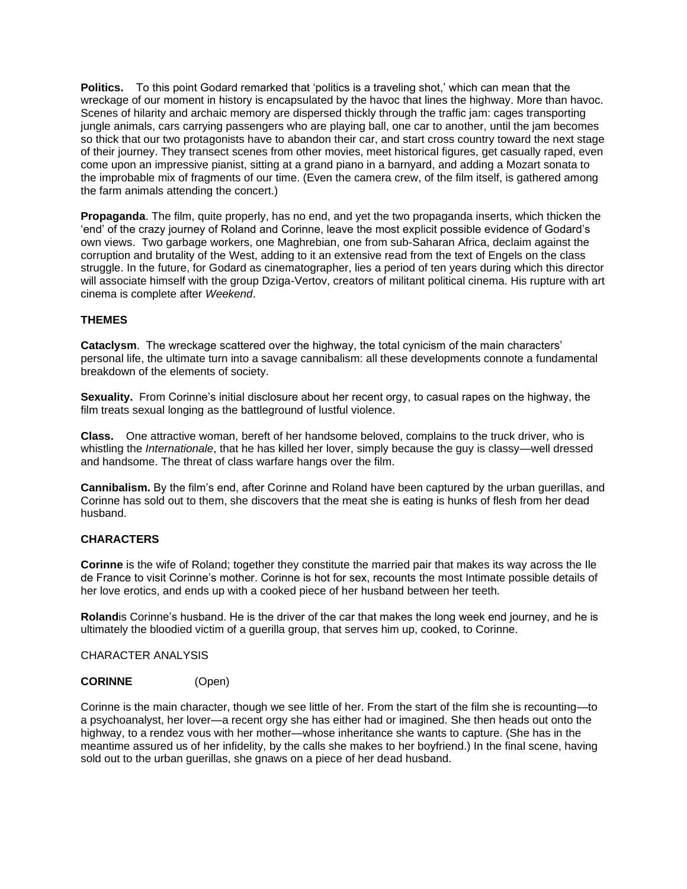**Politics.** To this point Godard remarked that 'politics is a traveling shot,' which can mean that the wreckage of our moment in history is encapsulated by the havoc that lines the highway. More than havoc. Scenes of hilarity and archaic memory are dispersed thickly through the traffic jam: cages transporting jungle animals, cars carrying passengers who are playing ball, one car to another, until the jam becomes so thick that our two protagonists have to abandon their car, and start cross country toward the next stage of their journey. They transect scenes from other movies, meet historical figures, get casually raped, even come upon an impressive pianist, sitting at a grand piano in a barnyard, and adding a Mozart sonata to the improbable mix of fragments of our time. (Even the camera crew, of the film itself, is gathered among the farm animals attending the concert.)

**Propaganda**. The film, quite properly, has no end, and yet the two propaganda inserts, which thicken the 'end' of the crazy journey of Roland and Corinne, leave the most explicit possible evidence of Godard's own views. Two garbage workers, one Maghrebian, one from sub-Saharan Africa, declaim against the corruption and brutality of the West, adding to it an extensive read from the text of Engels on the class struggle. In the future, for Godard as cinematographer, lies a period of ten years during which this director will associate himself with the group Dziga-Vertov, creators of militant political cinema. His rupture with art cinema is complete after *Weekend*.

## THEMES

**Cataclysm**. The wreckage scattered over the highway, the total cynicism of the main characters' personal life, the ultimate turn into a savage cannibalism: all these developments connote a fundamental breakdown of the elements of society.

**Sexuality.** From Corinne's initial disclosure about her recent orgy, to casual rapes on the highway, the film treats sexual longing as the battleground of lustful violence.

**Class.** One attractive woman, bereft of her handsome beloved, complains to the truck driver, who is whistling the *Internationale*, that he has killed her lover, simply because the guy is classy—well dressed and handsome. The threat of class warfare hangs over the film.

**Cannibalism.** By the film's end, after Corinne and Roland have been captured by the urban guerillas, and Corinne has sold out to them, she discovers that the meat she is eating is hunks of flesh from her dead husband.

## CHARACTERS

**Corinne** is the wife of Roland; together they constitute the married pair that makes its way across the Ile de France to visit Corinne's mother. Corinne is hot for sex, recounts the most Intimate possible details of her love erotics, and ends up with a cooked piece of her husband between her teeth.

**Roland**is Corinne's husband. He is the driver of the car that makes the long week end journey, and he is ultimately the bloodied victim of a guerilla group, that serves him up, cooked, to Corinne.

CHARACTER ANALYSIS

**CORINNE** (Open)

Corinne is the main character, though we see little of her. From the start of the film she is recounting—to a psychoanalyst, her lover—a recent orgy she has either had or imagined. She then heads out onto the highway, to a rendez vous with her mother—whose inheritance she wants to capture. (She has in the meantime assured us of her infidelity, by the calls she makes to her boyfriend.) In the final scene, having sold out to the urban guerillas, she gnaws on a piece of her dead husband.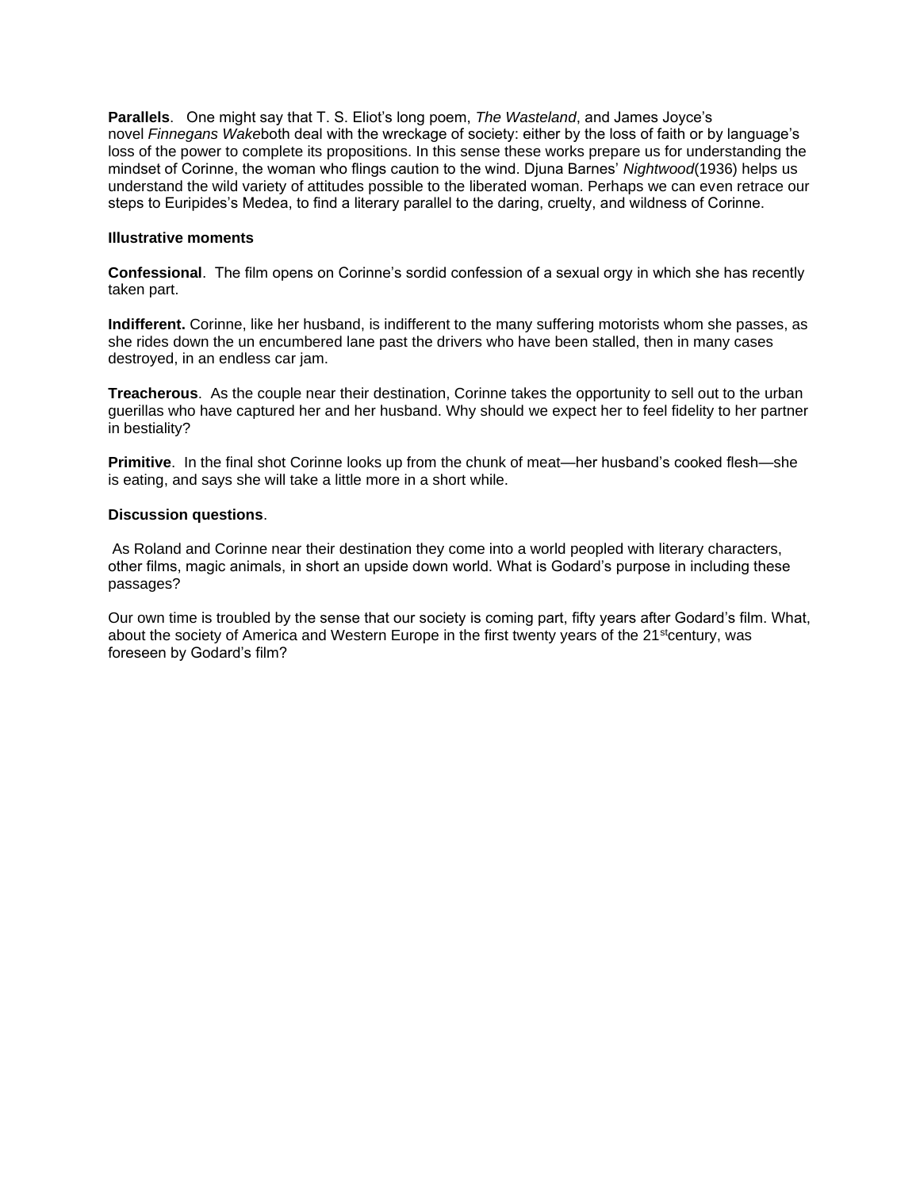**Parallels**.   One might say that T. S. Eliot's long poem, *The Wasteland*, and James Joyce's novel *Finnegans Wake*both deal with the wreckage of society: either by the loss of faith or by language's loss of the power to complete its propositions. In this sense these works prepare us for understanding the mindset of Corinne, the woman who flings caution to the wind. Djuna Barnes' *Nightwood*(1936) helps us understand the wild variety of attitudes possible to the liberated woman. Perhaps we can even retrace our steps to Euripides's Medea, to find a literary parallel to the daring, cruelty, and wildness of Corinne.

**Illustrative moments**

**Confessional**.  The film opens on Corinne's sordid confession of a sexual orgy in which she has recently taken part.

**Indifferent.** Corinne, like her husband, is indifferent to the many suffering motorists whom she passes, as she rides down the un encumbered lane past the drivers who have been stalled, then in many cases destroyed, in an endless car jam.

**Treacherous**.  As the couple near their destination, Corinne takes the opportunity to sell out to the urban guerillas who have captured her and her husband. Why should we expect her to feel fidelity to her partner in bestiality?

**Primitive**.  In the final shot Corinne looks up from the chunk of meat—her husband's cooked flesh—she is eating, and says she will take a little more in a short while.

**Discussion questions**.

As Roland and Corinne near their destination they come into a world peopled with literary characters, other films, magic animals, in short an upside down world. What is Godard's purpose in including these passages?

Our own time is troubled by the sense that our society is coming part, fifty years after Godard's film. What, about the society of America and Western Europe in the first twenty years of the 21stcentury, was foreseen by Godard's film?